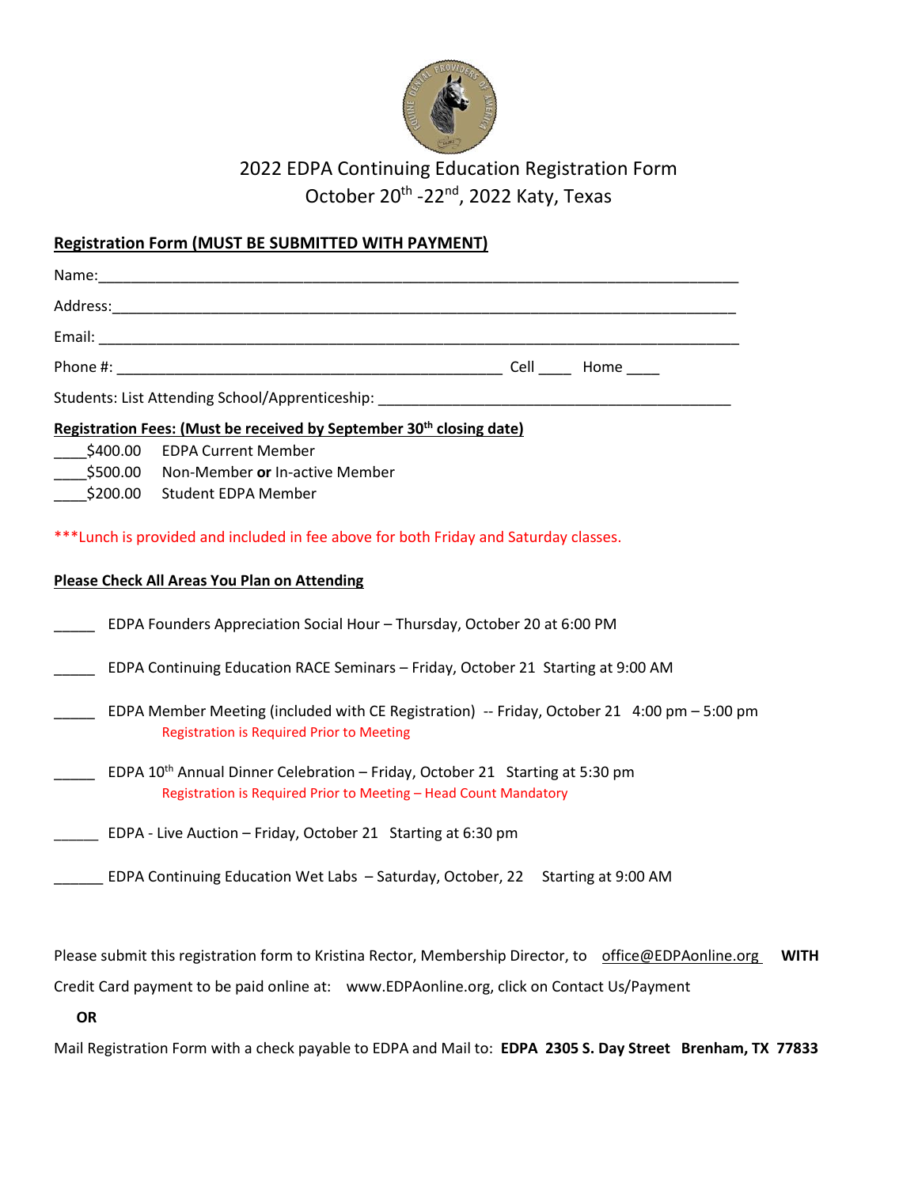# 2022 EDPA Continuing Education Registration Form
## October 20th -22nd, 2022 Katy, Texas

**Registration Form (MUST BE SUBMITTED WITH PAYMENT)**

Name:_______________________________________________________________________________

Address:_____________________________________________________________________________

Email: ______________________________________________________________________________

Phone #: _______________________________________________ Cell ____ Home ____

Students: List Attending School/Apprenticeship: ___________________________________________

**Registration Fees: (Must be received by September 30th closing date)**

____$400.00 EDPA Current Member

____$500.00 Non-Member **or** In-active Member

____$200.00 Student EDPA Member

***Lunch is provided and included in fee above for both Friday and Saturday classes.

**Please Check All Areas You Plan on Attending**

_____ EDPA Founders Appreciation Social Hour – Thursday, October 20 at 6:00 PM

_____ EDPA Continuing Education RACE Seminars – Friday, October 21 Starting at 9:00 AM

_____ EDPA Member Meeting (included with CE Registration) -- Friday, October 21 4:00 pm – 5:00 pm
Registration is Required Prior to Meeting

_____ EDPA 10th Annual Dinner Celebration – Friday, October 21 Starting at 5:30 pm
Registration is Required Prior to Meeting – Head Count Mandatory

______ EDPA - Live Auction – Friday, October 21 Starting at 6:30 pm

______ EDPA Continuing Education Wet Labs – Saturday, October, 22 Starting at 9:00 AM

Please submit this registration form to Kristina Rector, Membership Director, to office@EDPAonline.org **WITH** Credit Card payment to be paid online at: www.EDPAonline.org, click on Contact Us/Payment

**OR**

Mail Registration Form with a check payable to EDPA and Mail to: **EDPA 2305 S. Day Street Brenham, TX 77833**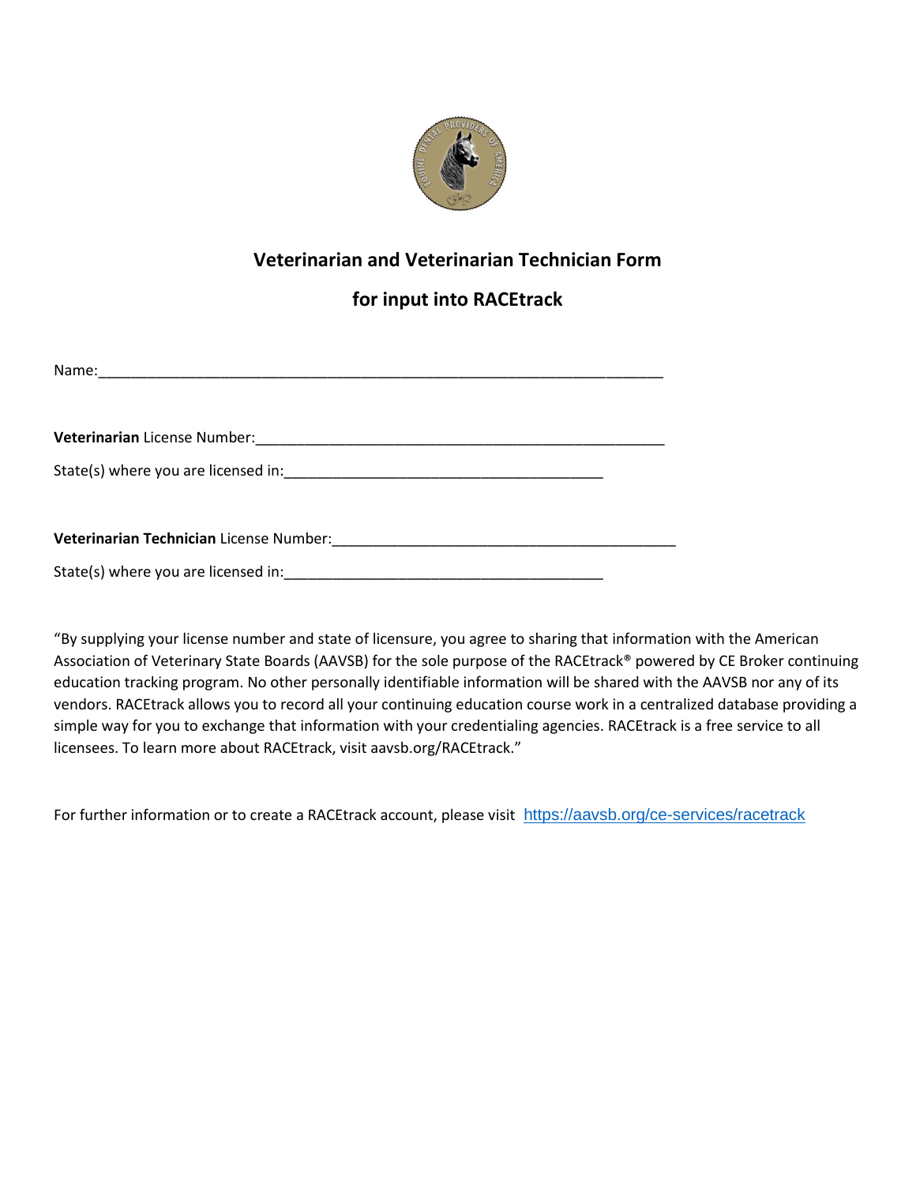## Veterinarian and Veterinarian Technician Form

## for input into RACEtrack

Name:_______________________________________________________________________

**Veterinarian** License Number:____________________________________________________

State(s) where you are licensed in:________________________________________

**Veterinarian Technician** License Number:_____________________________________________

State(s) where you are licensed in:________________________________________

"By supplying your license number and state of licensure, you agree to sharing that information with the American Association of Veterinary State Boards (AAVSB) for the sole purpose of the RACEtrack® powered by CE Broker continuing education tracking program. No other personally identifiable information will be shared with the AAVSB nor any of its vendors. RACEtrack allows you to record all your continuing education course work in a centralized database providing a simple way for you to exchange that information with your credentialing agencies. RACEtrack is a free service to all licensees. To learn more about RACEtrack, visit aavsb.org/RACEtrack."

For further information or to create a RACEtrack account, please visit https://aavsb.org/ce-services/racetrack